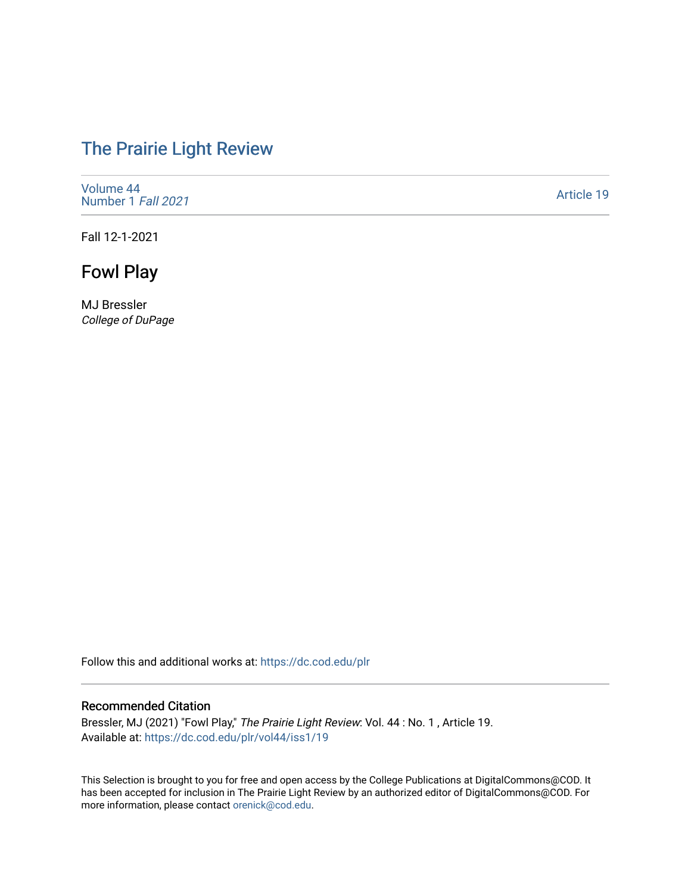# The Prairie Light Review

Volume 44
Number 1 *Fall 2021*

Article 19

Fall 12-1-2021

## Fowl Play

MJ Bressler
*College of DuPage*

Follow this and additional works at: https://dc.cod.edu/plr

### Recommended Citation

Bressler, MJ (2021) "Fowl Play," *The Prairie Light Review*: Vol. 44 : No. 1 , Article 19.
Available at: https://dc.cod.edu/plr/vol44/iss1/19

This Selection is brought to you for free and open access by the College Publications at DigitalCommons@COD. It has been accepted for inclusion in The Prairie Light Review by an authorized editor of DigitalCommons@COD. For more information, please contact orenick@cod.edu.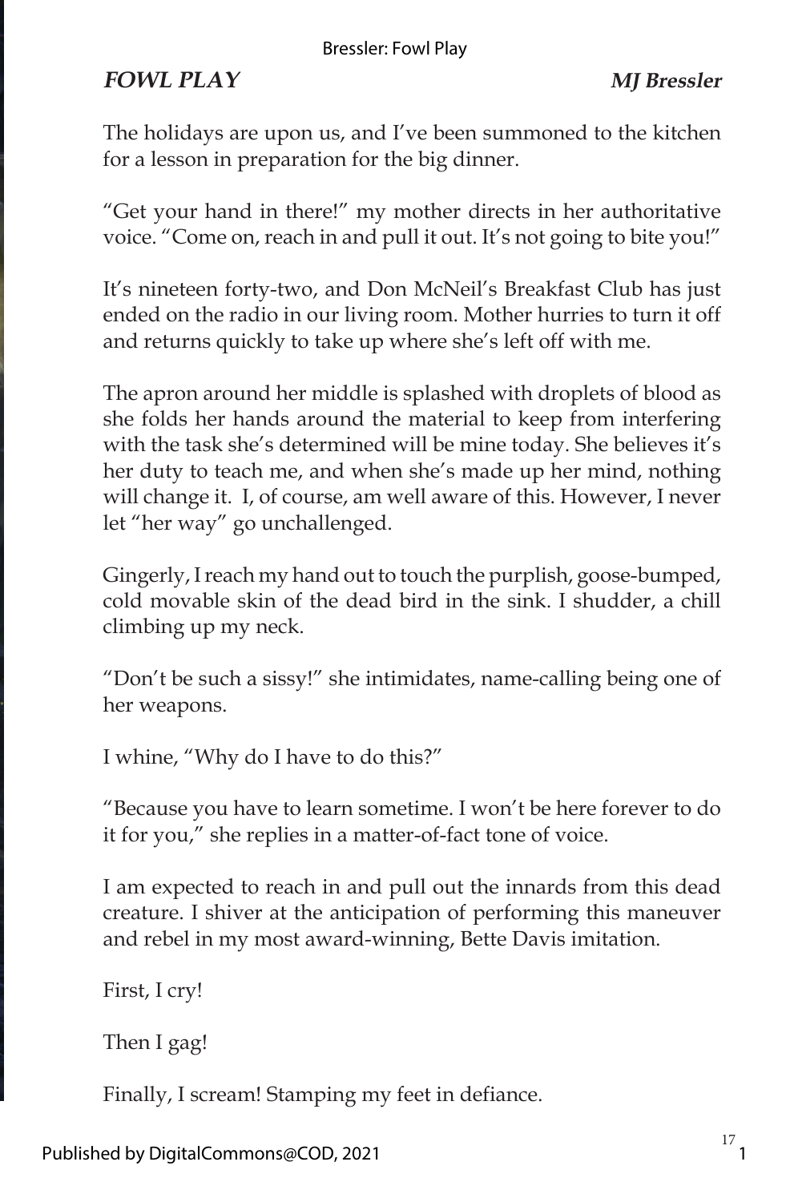***FOWL PLAY*** ***MJ Bressler***

The holidays are upon us, and I've been summoned to the kitchen for a lesson in preparation for the big dinner.

"Get your hand in there!" my mother directs in her authoritative voice. "Come on, reach in and pull it out. It's not going to bite you!"

It's nineteen forty-two, and Don McNeil's Breakfast Club has just ended on the radio in our living room. Mother hurries to turn it off and returns quickly to take up where she's left off with me.

The apron around her middle is splashed with droplets of blood as she folds her hands around the material to keep from interfering with the task she's determined will be mine today. She believes it's her duty to teach me, and when she's made up her mind, nothing will change it. I, of course, am well aware of this. However, I never let "her way" go unchallenged.

Gingerly, I reach my hand out to touch the purplish, goose-bumped, cold movable skin of the dead bird in the sink. I shudder, a chill climbing up my neck.

"Don't be such a sissy!" she intimidates, name-calling being one of her weapons.

I whine, "Why do I have to do this?"

"Because you have to learn sometime. I won't be here forever to do it for you," she replies in a matter-of-fact tone of voice.

I am expected to reach in and pull out the innards from this dead creature. I shiver at the anticipation of performing this maneuver and rebel in my most award-winning, Bette Davis imitation.

First, I cry!

Then I gag!

Finally, I scream! Stamping my feet in defiance.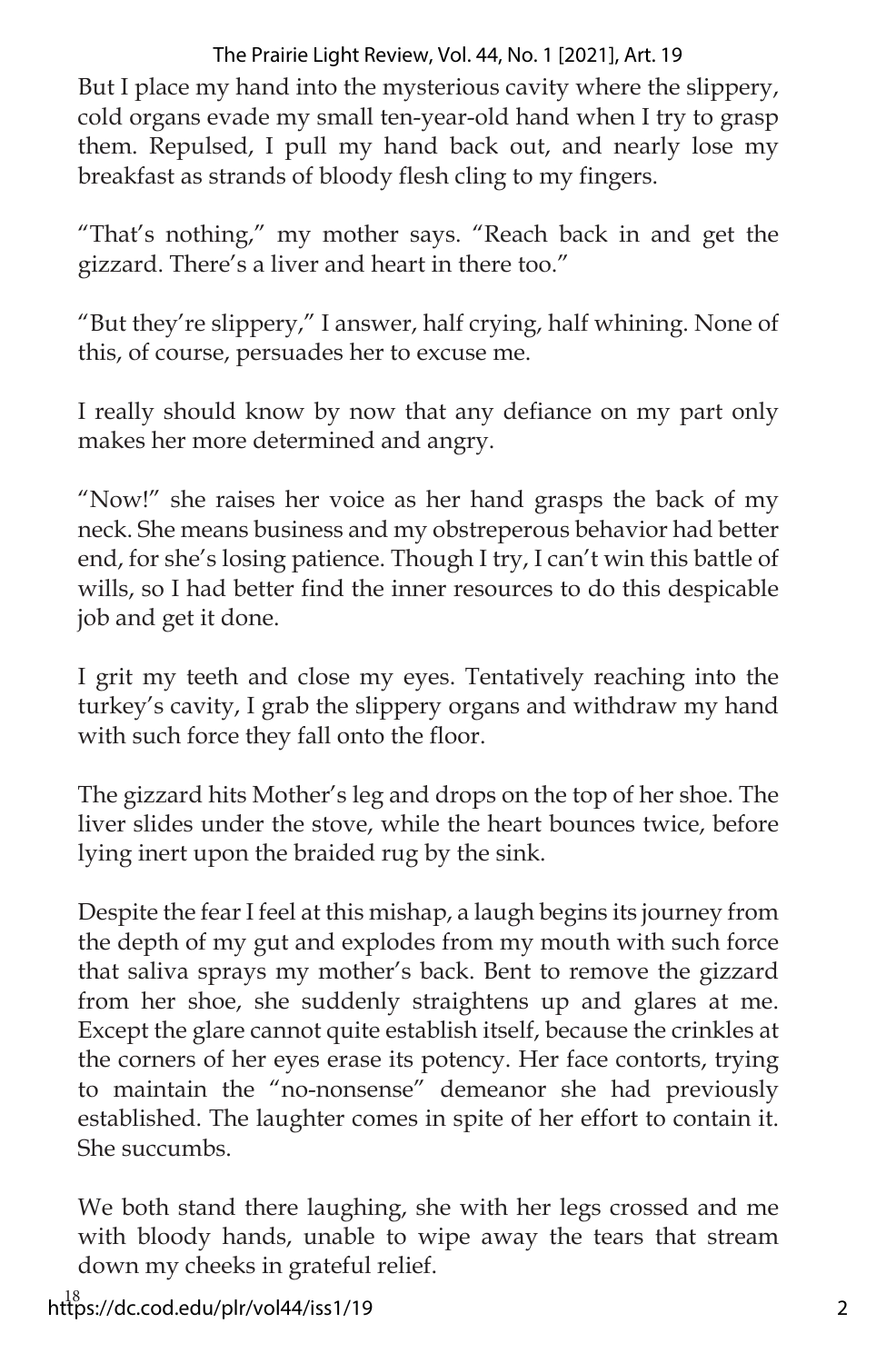But I place my hand into the mysterious cavity where the slippery, cold organs evade my small ten-year-old hand when I try to grasp them. Repulsed, I pull my hand back out, and nearly lose my breakfast as strands of bloody flesh cling to my fingers.

"That's nothing," my mother says. "Reach back in and get the gizzard. There's a liver and heart in there too."

"But they're slippery," I answer, half crying, half whining. None of this, of course, persuades her to excuse me.

I really should know by now that any defiance on my part only makes her more determined and angry.

"Now!" she raises her voice as her hand grasps the back of my neck. She means business and my obstreperous behavior had better end, for she's losing patience. Though I try, I can't win this battle of wills, so I had better find the inner resources to do this despicable job and get it done.

I grit my teeth and close my eyes. Tentatively reaching into the turkey's cavity, I grab the slippery organs and withdraw my hand with such force they fall onto the floor.

The gizzard hits Mother's leg and drops on the top of her shoe. The liver slides under the stove, while the heart bounces twice, before lying inert upon the braided rug by the sink.

Despite the fear I feel at this mishap, a laugh begins its journey from the depth of my gut and explodes from my mouth with such force that saliva sprays my mother's back. Bent to remove the gizzard from her shoe, she suddenly straightens up and glares at me. Except the glare cannot quite establish itself, because the crinkles at the corners of her eyes erase its potency. Her face contorts, trying to maintain the "no-nonsense" demeanor she had previously established. The laughter comes in spite of her effort to contain it. She succumbs.

We both stand there laughing, she with her legs crossed and me with bloody hands, unable to wipe away the tears that stream down my cheeks in grateful relief.